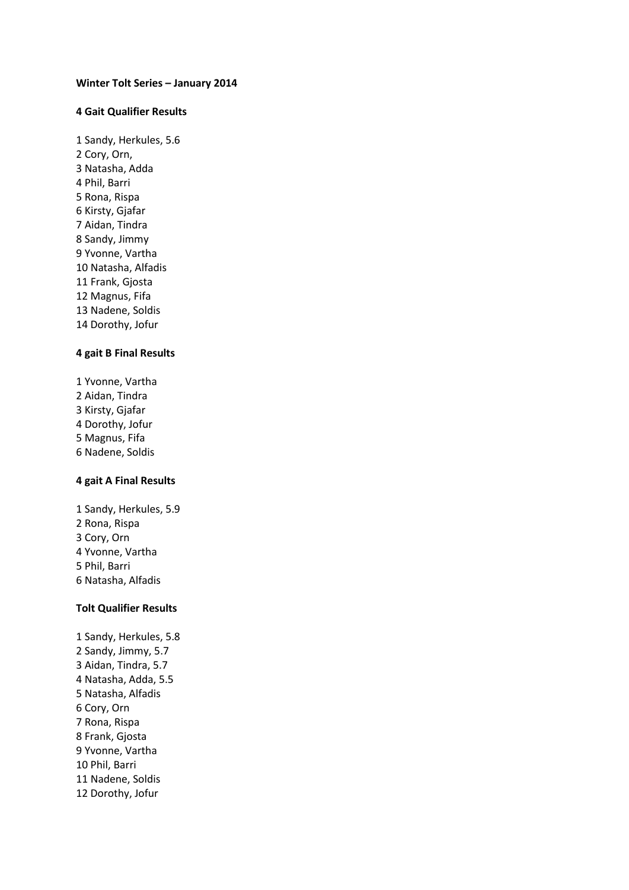**Winter Tolt Series – January 2014**

**4 Gait Qualifier Results**

1 Sandy, Herkules, 5.6
2 Cory, Orn,
3 Natasha, Adda
4 Phil, Barri
5 Rona, Rispa
6 Kirsty, Gjafar
7 Aidan, Tindra
8 Sandy, Jimmy
9 Yvonne, Vartha
10 Natasha, Alfadis
11 Frank, Gjosta
12 Magnus, Fifa
13 Nadene, Soldis
14 Dorothy, Jofur

**4 gait B Final Results**

1 Yvonne, Vartha
2 Aidan, Tindra
3 Kirsty, Gjafar
4 Dorothy, Jofur
5 Magnus, Fifa
6 Nadene, Soldis

**4 gait A Final Results**

1 Sandy, Herkules, 5.9
2 Rona, Rispa
3 Cory, Orn
4 Yvonne, Vartha
5 Phil, Barri
6 Natasha, Alfadis

**Tolt Qualifier Results**

1 Sandy, Herkules, 5.8
2 Sandy, Jimmy, 5.7
3 Aidan, Tindra, 5.7
4 Natasha, Adda, 5.5
5 Natasha, Alfadis
6 Cory, Orn
7 Rona, Rispa
8 Frank, Gjosta
9 Yvonne, Vartha
10 Phil, Barri
11 Nadene, Soldis
12 Dorothy, Jofur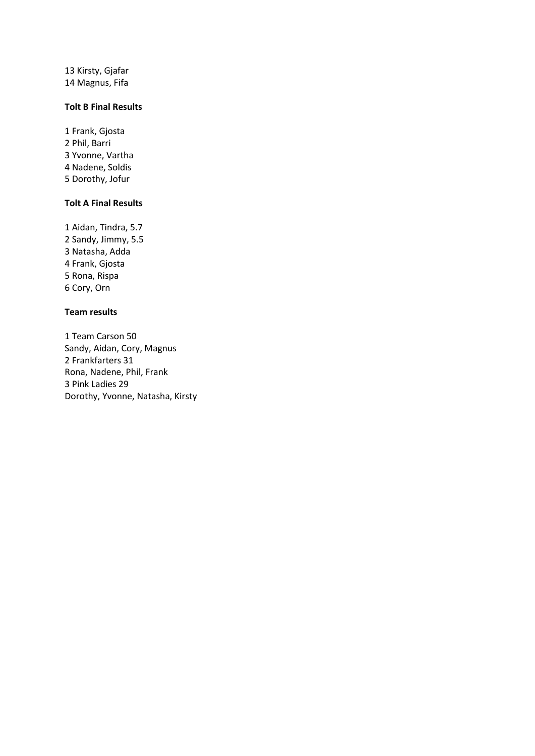13 Kirsty, Gjafar
14 Magnus, Fifa

**Tolt B Final Results**

1 Frank, Gjosta
2 Phil, Barri
3 Yvonne, Vartha
4 Nadene, Soldis
5 Dorothy, Jofur

**Tolt A Final Results**

1 Aidan, Tindra, 5.7
2 Sandy, Jimmy, 5.5
3 Natasha, Adda
4 Frank, Gjosta
5 Rona, Rispa
6 Cory, Orn

**Team results**

1 Team Carson 50
Sandy, Aidan, Cory, Magnus
2 Frankfarters 31
Rona, Nadene, Phil, Frank
3 Pink Ladies 29
Dorothy, Yvonne, Natasha, Kirsty